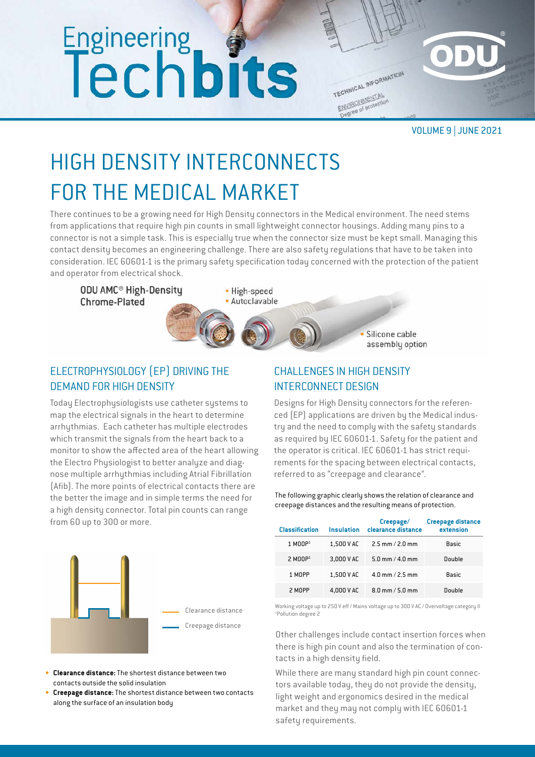# Engineering Techbits

VOLUME 9 | JUNE 2021

# HIGH DENSITY INTERCONNECTS FOR THE MEDICAL MARKET

There continues to be a growing need for High Density connectors in the Medical environment. The need stems from applications that require high pin counts in small lightweight connector housings. Adding many pins to a connector is not a simple task. This is especially true when the connector size must be kept small. Managing this contact density becomes an engineering challenge. There are also safety regulations that have to be taken into consideration. IEC 60601-1 is the primary safety specification today concerned with the protection of the patient and operator from electrical shock.

**ODU AMC® High-Density Chrome-Plated**

- High-speed
- Autoclavable
- Silicone cable assembly option

## ELECTROPHYSIOLOGY (EP) DRIVING THE DEMAND FOR HIGH DENSITY

Today Electrophysiologists use catheter systems to map the electrical signals in the heart to determine arrhythmias. Each catheter has multiple electrodes which transmit the signals from the heart back to a monitor to show the affected area of the heart allowing the Electro Physiologist to better analyze and diagnose multiple arrhythmias including Atrial Fibrillation (Afib). The more points of electrical contacts there are the better the image and in simple terms the need for a high density connector. Total pin counts can range from 60 up to 300 or more.

Clearance distance

Creepage distance

- **Clearance distance:** The shortest distance between two contacts outside the solid insulation
- **Creepage distance:** The shortest distance between two contacts along the surface of an insulation body

## CHALLENGES IN HIGH DENSITY INTERCONNECT DESIGN

Designs for High Density connectors for the referenced (EP) applications are driven by the Medical industry and the need to comply with the safety standards as required by IEC 60601-1. Safety for the patient and the operator is critical. IEC 60601-1 has strict requirements for the spacing between electrical contacts, referred to as "creepage and clearance".

The following graphic clearly shows the relation of clearance and creepage distances and the resulting means of protection.

| Classification | Insulation | Creepage/ clearance distance | Creepage distance extension |
|---|---|---|---|
| 1 MOOP[1] | 1,500 V AC | 2.5 mm / 2.0 mm | Basic |
| 2 MOOP[1] | 3,000 V AC | 5.0 mm / 4.0 mm | Double |
| 1 MOPP | 1,500 V AC | 4.0 mm / 2.5 mm | Basic |
| 2 MOPP | 4,000 V AC | 8.0 mm / 5.0 mm | Double |

Working voltage up to 250 V eff / Mains voltage up to 300 V AC / Overvoltage category II
[1]Pollution degree 2

Other challenges include contact insertion forces when there is high pin count and also the termination of contacts in a high density field.

While there are many standard high pin count connectors available today, they do not provide the density, light weight and ergonomics desired in the medical market and they may not comply with IEC 60601-1 safety requirements.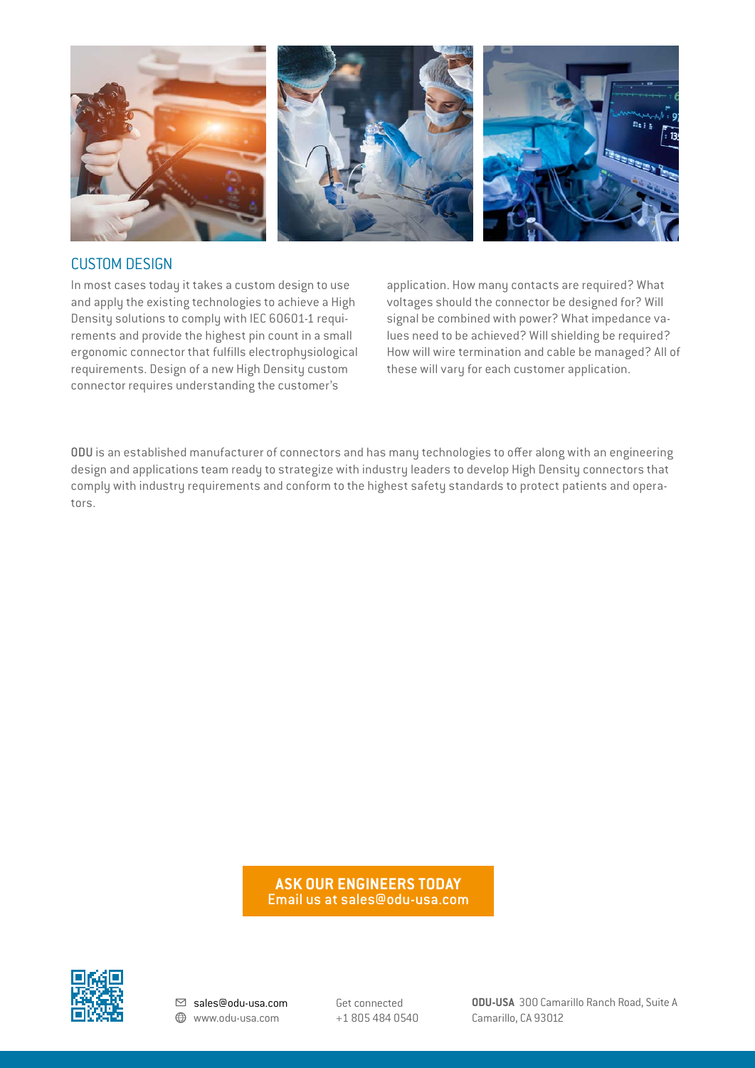## CUSTOM DESIGN

In most cases today it takes a custom design to use and apply the existing technologies to achieve a High Density solutions to comply with IEC 60601-1 requirements and provide the highest pin count in a small ergonomic connector that fulfills electrophysiological requirements. Design of a new High Density custom connector requires understanding the customer's application. How many contacts are required? What voltages should the connector be designed for? Will signal be combined with power? What impedance values need to be achieved? Will shielding be required? How will wire termination and cable be managed? All of these will vary for each customer application.

**ODU** is an established manufacturer of connectors and has many technologies to offer along with an engineering design and applications team ready to strategize with industry leaders to develop High Density connectors that comply with industry requirements and conform to the highest safety standards to protect patients and operators.

**ASK OUR ENGINEERS TODAY**
Email us at sales@odu-usa.com

sales@odu-usa.com
www.odu-usa.com

Get connected
+1 805 484 0540

**ODU-USA** 300 Camarillo Ranch Road, Suite A
Camarillo, CA 93012